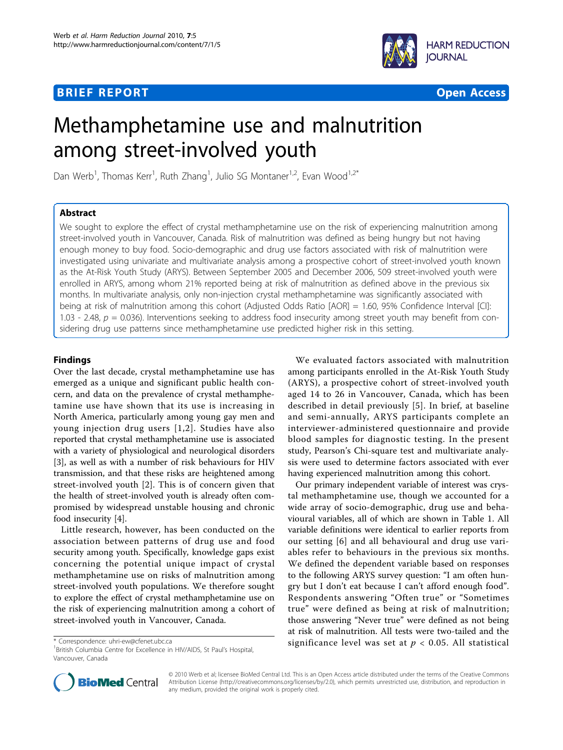**BRIEF REPORT** **Open Access**

# Methamphetamine use and malnutrition among street-involved youth

Dan Werb[1], Thomas Kerr[1], Ruth Zhang[1], Julio SG Montaner[1,2], Evan Wood[1,2*]

## Abstract

We sought to explore the effect of crystal methamphetamine use on the risk of experiencing malnutrition among street-involved youth in Vancouver, Canada. Risk of malnutrition was defined as being hungry but not having enough money to buy food. Socio-demographic and drug use factors associated with risk of malnutrition were investigated using univariate and multivariate analysis among a prospective cohort of street-involved youth known as the At-Risk Youth Study (ARYS). Between September 2005 and December 2006, 509 street-involved youth were enrolled in ARYS, among whom 21% reported being at risk of malnutrition as defined above in the previous six months. In multivariate analysis, only non-injection crystal methamphetamine was significantly associated with being at risk of malnutrition among this cohort (Adjusted Odds Ratio [AOR] = 1.60, 95% Confidence Interval [CI]: 1.03 - 2.48, $p = 0.036$). Interventions seeking to address food insecurity among street youth may benefit from considering drug use patterns since methamphetamine use predicted higher risk in this setting.

## Findings

Over the last decade, crystal methamphetamine use has emerged as a unique and significant public health concern, and data on the prevalence of crystal methamphetamine use have shown that its use is increasing in North America, particularly among young gay men and young injection drug users [1,2]. Studies have also reported that crystal methamphetamine use is associated with a variety of physiological and neurological disorders [3], as well as with a number of risk behaviours for HIV transmission, and that these risks are heightened among street-involved youth [2]. This is of concern given that the health of street-involved youth is already often compromised by widespread unstable housing and chronic food insecurity [4].

Little research, however, has been conducted on the association between patterns of drug use and food security among youth. Specifically, knowledge gaps exist concerning the potential unique impact of crystal methamphetamine use on risks of malnutrition among street-involved youth populations. We therefore sought to explore the effect of crystal methamphetamine use on the risk of experiencing malnutrition among a cohort of street-involved youth in Vancouver, Canada.

We evaluated factors associated with malnutrition among participants enrolled in the At-Risk Youth Study (ARYS), a prospective cohort of street-involved youth aged 14 to 26 in Vancouver, Canada, which has been described in detail previously [5]. In brief, at baseline and semi-annually, ARYS participants complete an interviewer-administered questionnaire and provide blood samples for diagnostic testing. In the present study, Pearson's Chi-square test and multivariate analysis were used to determine factors associated with ever having experienced malnutrition among this cohort.

Our primary independent variable of interest was crystal methamphetamine use, though we accounted for a wide array of socio-demographic, drug use and behavioural variables, all of which are shown in Table 1. All variable definitions were identical to earlier reports from our setting [6] and all behavioural and drug use variables refer to behaviours in the previous six months. We defined the dependent variable based on responses to the following ARYS survey question: "I am often hungry but I don't eat because I can't afford enough food". Respondents answering "Often true" or "Sometimes true" were defined as being at risk of malnutrition; those answering "Never true" were defined as not being at risk of malnutrition. All tests were two-tailed and the significance level was set at $p < 0.05$. All statistical

\* Correspondence: uhri-ew@cfenet.ubc.ca
[1]British Columbia Centre for Excellence in HIV/AIDS, St Paul's Hospital, Vancouver, Canada

© 2010 Werb et al; licensee BioMed Central Ltd. This is an Open Access article distributed under the terms of the Creative Commons Attribution License (http://creativecommons.org/licenses/by/2.0), which permits unrestricted use, distribution, and reproduction in any medium, provided the original work is properly cited.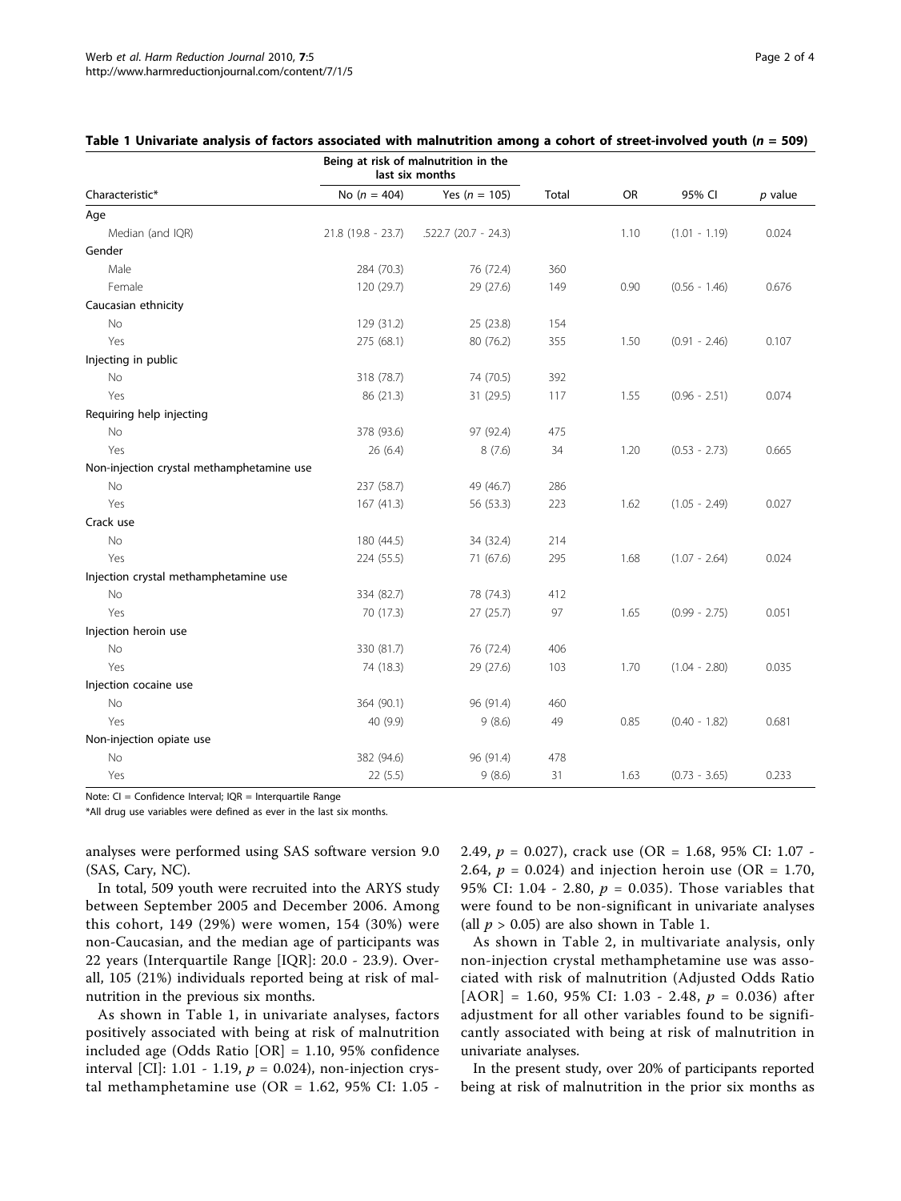**Table 1 Univariate analysis of factors associated with malnutrition among a cohort of street-involved youth ($n$ = 509)**

| Characteristic* | Being at risk of malnutrition in the last six months | | Total | OR | 95% CI | $p$ value |
|---|---|---|---|---|---|---|
| | No ($n$ = 404) | Yes ($n$ = 105) | | | | |
| Age | | | | | | |
| Median (and IQR) | 21.8 (19.8 - 23.7) | .522.7 (20.7 - 24.3) | | 1.10 | (1.01 - 1.19) | 0.024 |
| Gender | | | | | | |
| Male | 284 (70.3) | 76 (72.4) | 360 | | | |
| Female | 120 (29.7) | 29 (27.6) | 149 | 0.90 | (0.56 - 1.46) | 0.676 |
| Caucasian ethnicity | | | | | | |
| No | 129 (31.2) | 25 (23.8) | 154 | | | |
| Yes | 275 (68.1) | 80 (76.2) | 355 | 1.50 | (0.91 - 2.46) | 0.107 |
| Injecting in public | | | | | | |
| No | 318 (78.7) | 74 (70.5) | 392 | | | |
| Yes | 86 (21.3) | 31 (29.5) | 117 | 1.55 | (0.96 - 2.51) | 0.074 |
| Requiring help injecting | | | | | | |
| No | 378 (93.6) | 97 (92.4) | 475 | | | |
| Yes | 26 (6.4) | 8 (7.6) | 34 | 1.20 | (0.53 - 2.73) | 0.665 |
| Non-injection crystal methamphetamine use | | | | | | |
| No | 237 (58.7) | 49 (46.7) | 286 | | | |
| Yes | 167 (41.3) | 56 (53.3) | 223 | 1.62 | (1.05 - 2.49) | 0.027 |
| Crack use | | | | | | |
| No | 180 (44.5) | 34 (32.4) | 214 | | | |
| Yes | 224 (55.5) | 71 (67.6) | 295 | 1.68 | (1.07 - 2.64) | 0.024 |
| Injection crystal methamphetamine use | | | | | | |
| No | 334 (82.7) | 78 (74.3) | 412 | | | |
| Yes | 70 (17.3) | 27 (25.7) | 97 | 1.65 | (0.99 - 2.75) | 0.051 |
| Injection heroin use | | | | | | |
| No | 330 (81.7) | 76 (72.4) | 406 | | | |
| Yes | 74 (18.3) | 29 (27.6) | 103 | 1.70 | (1.04 - 2.80) | 0.035 |
| Injection cocaine use | | | | | | |
| No | 364 (90.1) | 96 (91.4) | 460 | | | |
| Yes | 40 (9.9) | 9 (8.6) | 49 | 0.85 | (0.40 - 1.82) | 0.681 |
| Non-injection opiate use | | | | | | |
| No | 382 (94.6) | 96 (91.4) | 478 | | | |
| Yes | 22 (5.5) | 9 (8.6) | 31 | 1.63 | (0.73 - 3.65) | 0.233 |

Note: CI = Confidence Interval; IQR = Interquartile Range

*All drug use variables were defined as ever in the last six months.

analyses were performed using SAS software version 9.0 (SAS, Cary, NC).

In total, 509 youth were recruited into the ARYS study between September 2005 and December 2006. Among this cohort, 149 (29%) were women, 154 (30%) were non-Caucasian, and the median age of participants was 22 years (Interquartile Range [IQR]: 20.0 - 23.9). Overall, 105 (21%) individuals reported being at risk of malnutrition in the previous six months.

As shown in Table 1, in univariate analyses, factors positively associated with being at risk of malnutrition included age (Odds Ratio [OR] = 1.10, 95% confidence interval [CI]: 1.01 - 1.19, $p$ = 0.024), non-injection crystal methamphetamine use (OR = 1.62, 95% CI: 1.05 - 2.49, $p$ = 0.027), crack use (OR = 1.68, 95% CI: 1.07 - 2.64, $p$ = 0.024) and injection heroin use (OR = 1.70, 95% CI: 1.04 - 2.80, $p$ = 0.035). Those variables that were found to be non-significant in univariate analyses (all $p > 0.05$) are also shown in Table 1.

As shown in Table 2, in multivariate analysis, only non-injection crystal methamphetamine use was associated with risk of malnutrition (Adjusted Odds Ratio [AOR] = 1.60, 95% CI: 1.03 - 2.48, $p$ = 0.036) after adjustment for all other variables found to be significantly associated with being at risk of malnutrition in univariate analyses.

In the present study, over 20% of participants reported being at risk of malnutrition in the prior six months as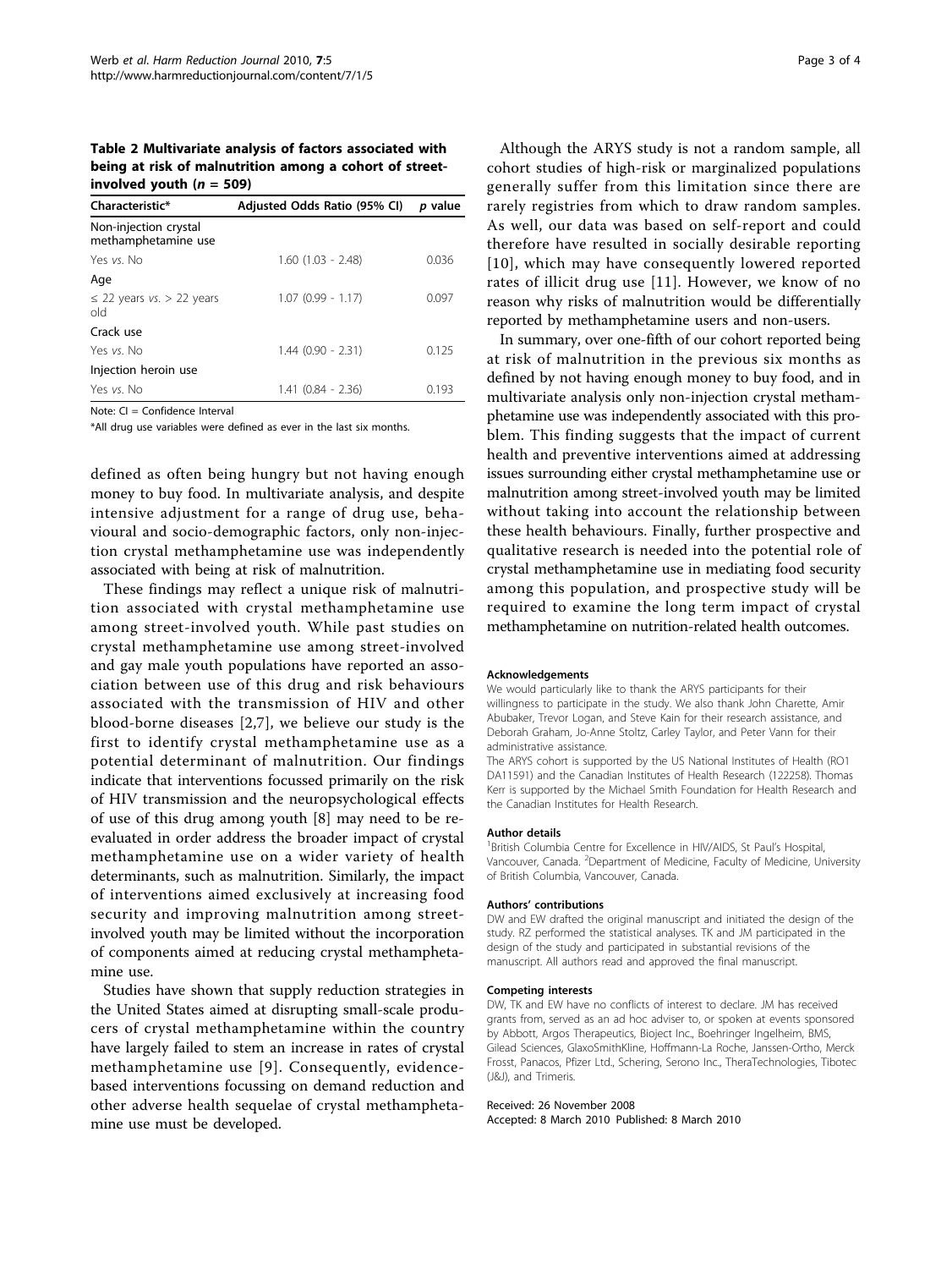**Table 2 Multivariate analysis of factors associated with being at risk of malnutrition among a cohort of street-involved youth ($n$ = 509)**

| Characteristic* | Adjusted Odds Ratio (95% CI) | *p* value |
|---|---|---|
| Non-injection crystal methamphetamine use | | |
| Yes *vs.* No | 1.60 (1.03 - 2.48) | 0.036 |
| Age | | |
| ≤ 22 years *vs.* > 22 years old | 1.07 (0.99 - 1.17) | 0.097 |
| Crack use | | |
| Yes *vs.* No | 1.44 (0.90 - 2.31) | 0.125 |
| Injection heroin use | | |
| Yes *vs.* No | 1.41 (0.84 - 2.36) | 0.193 |

Note: CI = Confidence Interval

*All drug use variables were defined as ever in the last six months.

defined as often being hungry but not having enough money to buy food. In multivariate analysis, and despite intensive adjustment for a range of drug use, behavioural and socio-demographic factors, only non-injection crystal methamphetamine use was independently associated with being at risk of malnutrition.

These findings may reflect a unique risk of malnutrition associated with crystal methamphetamine use among street-involved youth. While past studies on crystal methamphetamine use among street-involved and gay male youth populations have reported an association between use of this drug and risk behaviours associated with the transmission of HIV and other blood-borne diseases [2,7], we believe our study is the first to identify crystal methamphetamine use as a potential determinant of malnutrition. Our findings indicate that interventions focussed primarily on the risk of HIV transmission and the neuropsychological effects of use of this drug among youth [8] may need to be re-evaluated in order address the broader impact of crystal methamphetamine use on a wider variety of health determinants, such as malnutrition. Similarly, the impact of interventions aimed exclusively at increasing food security and improving malnutrition among street-involved youth may be limited without the incorporation of components aimed at reducing crystal methamphetamine use.

Studies have shown that supply reduction strategies in the United States aimed at disrupting small-scale producers of crystal methamphetamine within the country have largely failed to stem an increase in rates of crystal methamphetamine use [9]. Consequently, evidence-based interventions focussing on demand reduction and other adverse health sequelae of crystal methamphetamine use must be developed.

Although the ARYS study is not a random sample, all cohort studies of high-risk or marginalized populations generally suffer from this limitation since there are rarely registries from which to draw random samples. As well, our data was based on self-report and could therefore have resulted in socially desirable reporting [10], which may have consequently lowered reported rates of illicit drug use [11]. However, we know of no reason why risks of malnutrition would be differentially reported by methamphetamine users and non-users.

In summary, over one-fifth of our cohort reported being at risk of malnutrition in the previous six months as defined by not having enough money to buy food, and in multivariate analysis only non-injection crystal methamphetamine use was independently associated with this problem. This finding suggests that the impact of current health and preventive interventions aimed at addressing issues surrounding either crystal methamphetamine use or malnutrition among street-involved youth may be limited without taking into account the relationship between these health behaviours. Finally, further prospective and qualitative research is needed into the potential role of crystal methamphetamine use in mediating food security among this population, and prospective study will be required to examine the long term impact of crystal methamphetamine on nutrition-related health outcomes.

#### Acknowledgements

We would particularly like to thank the ARYS participants for their willingness to participate in the study. We also thank John Charette, Amir Abubaker, Trevor Logan, and Steve Kain for their research assistance, and Deborah Graham, Jo-Anne Stoltz, Carley Taylor, and Peter Vann for their administrative assistance.

The ARYS cohort is supported by the US National Institutes of Health (RO1 DA11591) and the Canadian Institutes of Health Research (122258). Thomas Kerr is supported by the Michael Smith Foundation for Health Research and the Canadian Institutes for Health Research.

#### Author details

[1]British Columbia Centre for Excellence in HIV/AIDS, St Paul's Hospital, Vancouver, Canada. [2]Department of Medicine, Faculty of Medicine, University of British Columbia, Vancouver, Canada.

#### Authors' contributions

DW and EW drafted the original manuscript and initiated the design of the study. RZ performed the statistical analyses. TK and JM participated in the design of the study and participated in substantial revisions of the manuscript. All authors read and approved the final manuscript.

#### Competing interests

DW, TK and EW have no conflicts of interest to declare. JM has received grants from, served as an ad hoc adviser to, or spoken at events sponsored by Abbott, Argos Therapeutics, Bioject Inc., Boehringer Ingelheim, BMS, Gilead Sciences, GlaxoSmithKline, Hoffmann-La Roche, Janssen-Ortho, Merck Frosst, Panacos, Pfizer Ltd., Schering, Serono Inc., TheraTechnologies, Tibotec (J&J), and Trimeris.

Received: 26 November 2008
Accepted: 8 March 2010 Published: 8 March 2010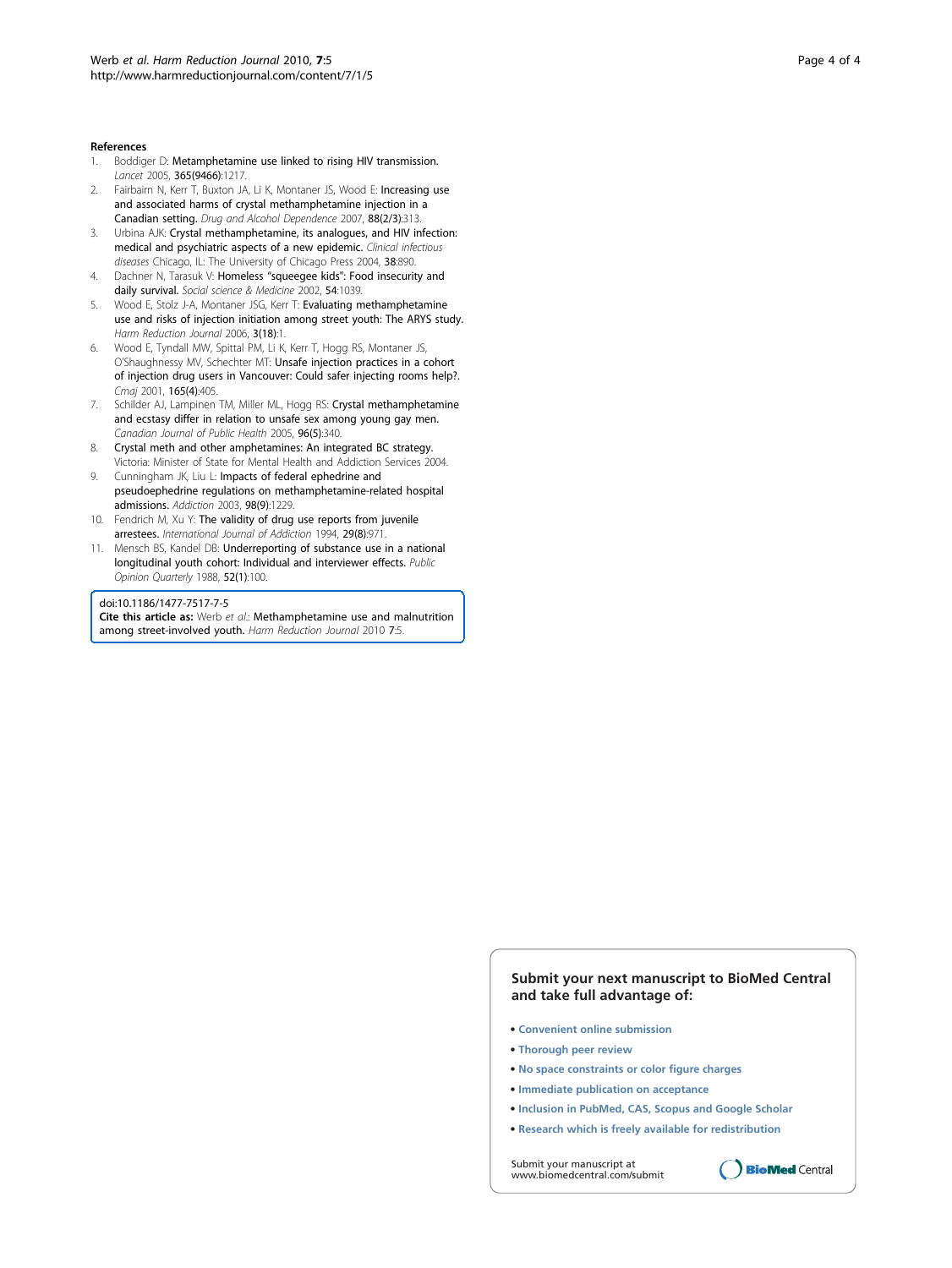## References

1. Boddiger D: **Metamphetamine use linked to rising HIV transmission.** *Lancet* 2005, **365(9466)**:1217.
2. Fairbairn N, Kerr T, Buxton JA, Li K, Montaner JS, Wood E: **Increasing use and associated harms of crystal methamphetamine injection in a Canadian setting.** *Drug and Alcohol Dependence* 2007, **88(2/3)**:313.
3. Urbina AJK: **Crystal methamphetamine, its analogues, and HIV infection: medical and psychiatric aspects of a new epidemic.** *Clinical infectious diseases* Chicago, IL: The University of Chicago Press 2004, **38**:890.
4. Dachner N, Tarasuk V: **Homeless "squeegee kids": Food insecurity and daily survival.** *Social science & Medicine* 2002, **54**:1039.
5. Wood E, Stolz J-A, Montaner JSG, Kerr T: **Evaluating methamphetamine use and risks of injection initiation among street youth: The ARYS study.** *Harm Reduction Journal* 2006, **3(18)**:1.
6. Wood E, Tyndall MW, Spittal PM, Li K, Kerr T, Hogg RS, Montaner JS, O'Shaughnessy MV, Schechter MT: **Unsafe injection practices in a cohort of injection drug users in Vancouver: Could safer injecting rooms help?.** *Cmaj* 2001, **165(4)**:405.
7. Schilder AJ, Lampinen TM, Miller ML, Hogg RS: **Crystal methamphetamine and ecstasy differ in relation to unsafe sex among young gay men.** *Canadian Journal of Public Health* 2005, **96(5)**:340.
8. **Crystal meth and other amphetamines: An integrated BC strategy.** Victoria: Minister of State for Mental Health and Addiction Services 2004.
9. Cunningham JK, Liu L: **Impacts of federal ephedrine and pseudoephedrine regulations on methamphetamine-related hospital admissions.** *Addiction* 2003, **98(9)**:1229.
10. Fendrich M, Xu Y: **The validity of drug use reports from juvenile arrestees.** *International Journal of Addiction* 1994, **29(8)**:971.
11. Mensch BS, Kandel DB: **Underreporting of substance use in a national longitudinal youth cohort: Individual and interviewer effects.** *Public Opinion Quarterly* 1988, **52(1)**:100.

doi:10.1186/1477-7517-7-5

**Cite this article as:** Werb *et al.*: Methamphetamine use and malnutrition among street-involved youth. *Harm Reduction Journal* 2010 **7**:5.

**Submit your next manuscript to BioMed Central and take full advantage of:**

- Convenient online submission
- Thorough peer review
- No space constraints or color figure charges
- Immediate publication on acceptance
- Inclusion in PubMed, CAS, Scopus and Google Scholar
- Research which is freely available for redistribution

Submit your manuscript at www.biomedcentral.com/submit

BioMed Central